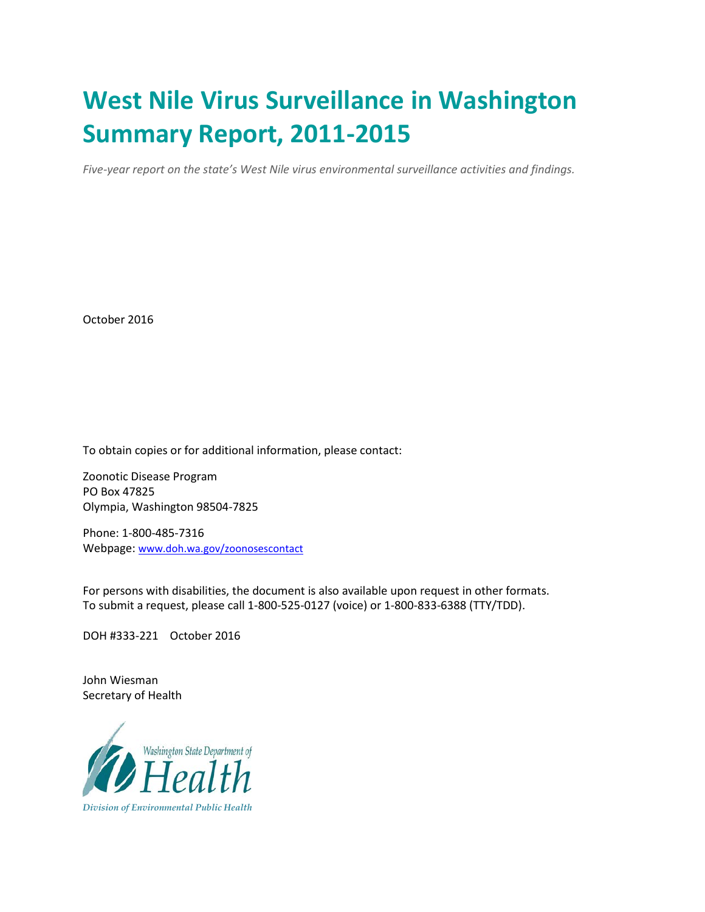# West Nile Virus Surveillance in Washington Summary Report, 2011-2015

*Five-year report on the state's West Nile virus environmental surveillance activities and findings.*

October 2016

To obtain copies or for additional information, please contact:

Zoonotic Disease Program
PO Box 47825
Olympia, Washington 98504-7825

Phone: 1-800-485-7316
Webpage: www.doh.wa.gov/zoonosescontact

For persons with disabilities, the document is also available upon request in other formats. To submit a request, please call 1-800-525-0127 (voice) or 1-800-833-6388 (TTY/TDD).

DOH #333-221 October 2016

John Wiesman
Secretary of Health

Washington State Department of Health
Division of Environmental Public Health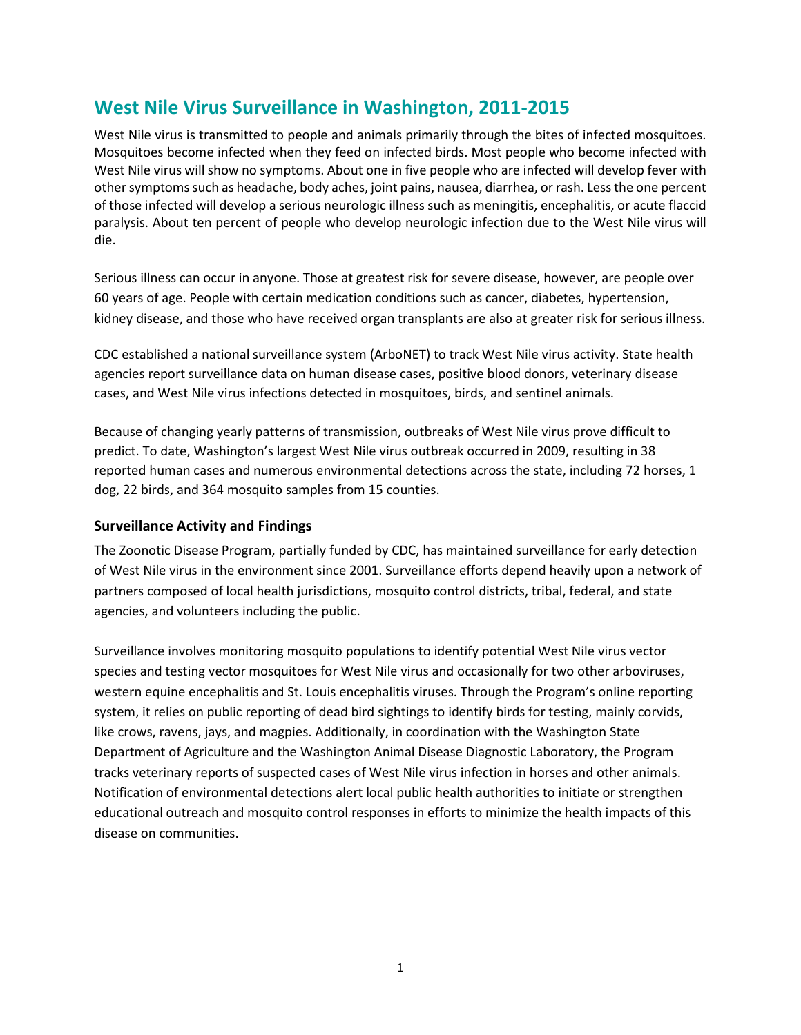# West Nile Virus Surveillance in Washington, 2011-2015

West Nile virus is transmitted to people and animals primarily through the bites of infected mosquitoes. Mosquitoes become infected when they feed on infected birds. Most people who become infected with West Nile virus will show no symptoms. About one in five people who are infected will develop fever with other symptoms such as headache, body aches, joint pains, nausea, diarrhea, or rash. Less the one percent of those infected will develop a serious neurologic illness such as meningitis, encephalitis, or acute flaccid paralysis. About ten percent of people who develop neurologic infection due to the West Nile virus will die.

Serious illness can occur in anyone. Those at greatest risk for severe disease, however, are people over 60 years of age. People with certain medication conditions such as cancer, diabetes, hypertension, kidney disease, and those who have received organ transplants are also at greater risk for serious illness.

CDC established a national surveillance system (ArboNET) to track West Nile virus activity. State health agencies report surveillance data on human disease cases, positive blood donors, veterinary disease cases, and West Nile virus infections detected in mosquitoes, birds, and sentinel animals.

Because of changing yearly patterns of transmission, outbreaks of West Nile virus prove difficult to predict. To date, Washington's largest West Nile virus outbreak occurred in 2009, resulting in 38 reported human cases and numerous environmental detections across the state, including 72 horses, 1 dog, 22 birds, and 364 mosquito samples from 15 counties.

### Surveillance Activity and Findings

The Zoonotic Disease Program, partially funded by CDC, has maintained surveillance for early detection of West Nile virus in the environment since 2001. Surveillance efforts depend heavily upon a network of partners composed of local health jurisdictions, mosquito control districts, tribal, federal, and state agencies, and volunteers including the public.

Surveillance involves monitoring mosquito populations to identify potential West Nile virus vector species and testing vector mosquitoes for West Nile virus and occasionally for two other arboviruses, western equine encephalitis and St. Louis encephalitis viruses. Through the Program's online reporting system, it relies on public reporting of dead bird sightings to identify birds for testing, mainly corvids, like crows, ravens, jays, and magpies. Additionally, in coordination with the Washington State Department of Agriculture and the Washington Animal Disease Diagnostic Laboratory, the Program tracks veterinary reports of suspected cases of West Nile virus infection in horses and other animals. Notification of environmental detections alert local public health authorities to initiate or strengthen educational outreach and mosquito control responses in efforts to minimize the health impacts of this disease on communities.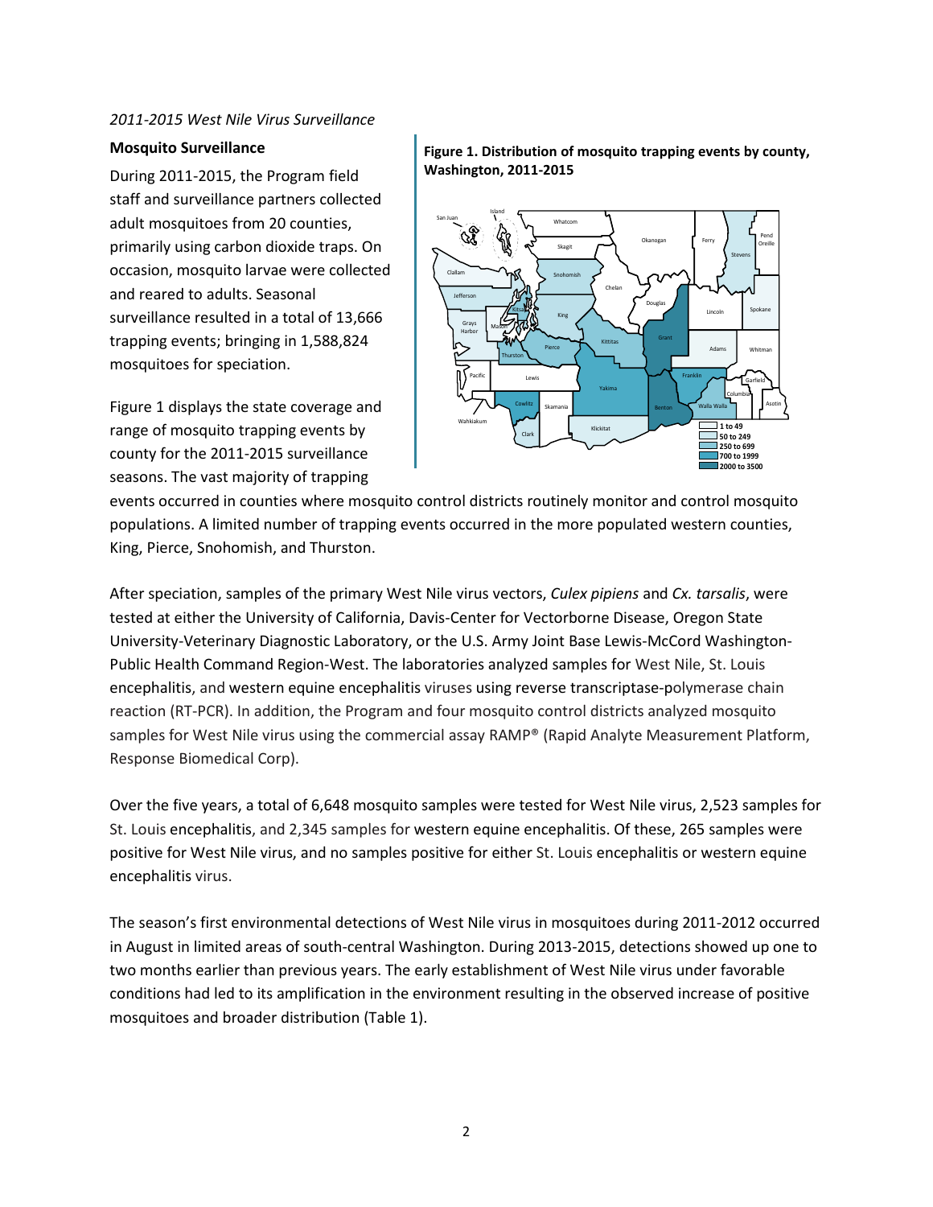*2011-2015 West Nile Virus Surveillance*

**Mosquito Surveillance**

During 2011-2015, the Program field staff and surveillance partners collected adult mosquitoes from 20 counties, primarily using carbon dioxide traps. On occasion, mosquito larvae were collected and reared to adults. Seasonal surveillance resulted in a total of 13,666 trapping events; bringing in 1,588,824 mosquitoes for speciation.

Figure 1 displays the state coverage and range of mosquito trapping events by county for the 2011-2015 surveillance seasons. The vast majority of trapping events occurred in counties where mosquito control districts routinely monitor and control mosquito populations. A limited number of trapping events occurred in the more populated western counties, King, Pierce, Snohomish, and Thurston.

**Figure 1. Distribution of mosquito trapping events by county, Washington, 2011-2015**

After speciation, samples of the primary West Nile virus vectors, *Culex pipiens* and *Cx. tarsalis*, were tested at either the University of California, Davis-Center for Vectorborne Disease, Oregon State University-Veterinary Diagnostic Laboratory, or the U.S. Army Joint Base Lewis-McCord Washington-Public Health Command Region-West. The laboratories analyzed samples for West Nile, St. Louis encephalitis, and western equine encephalitis viruses using reverse transcriptase-polymerase chain reaction (RT-PCR). In addition, the Program and four mosquito control districts analyzed mosquito samples for West Nile virus using the commercial assay RAMP® (Rapid Analyte Measurement Platform, Response Biomedical Corp).

Over the five years, a total of 6,648 mosquito samples were tested for West Nile virus, 2,523 samples for St. Louis encephalitis, and 2,345 samples for western equine encephalitis. Of these, 265 samples were positive for West Nile virus, and no samples positive for either St. Louis encephalitis or western equine encephalitis virus.

The season's first environmental detections of West Nile virus in mosquitoes during 2011-2012 occurred in August in limited areas of south-central Washington. During 2013-2015, detections showed up one to two months earlier than previous years. The early establishment of West Nile virus under favorable conditions had led to its amplification in the environment resulting in the observed increase of positive mosquitoes and broader distribution (Table 1).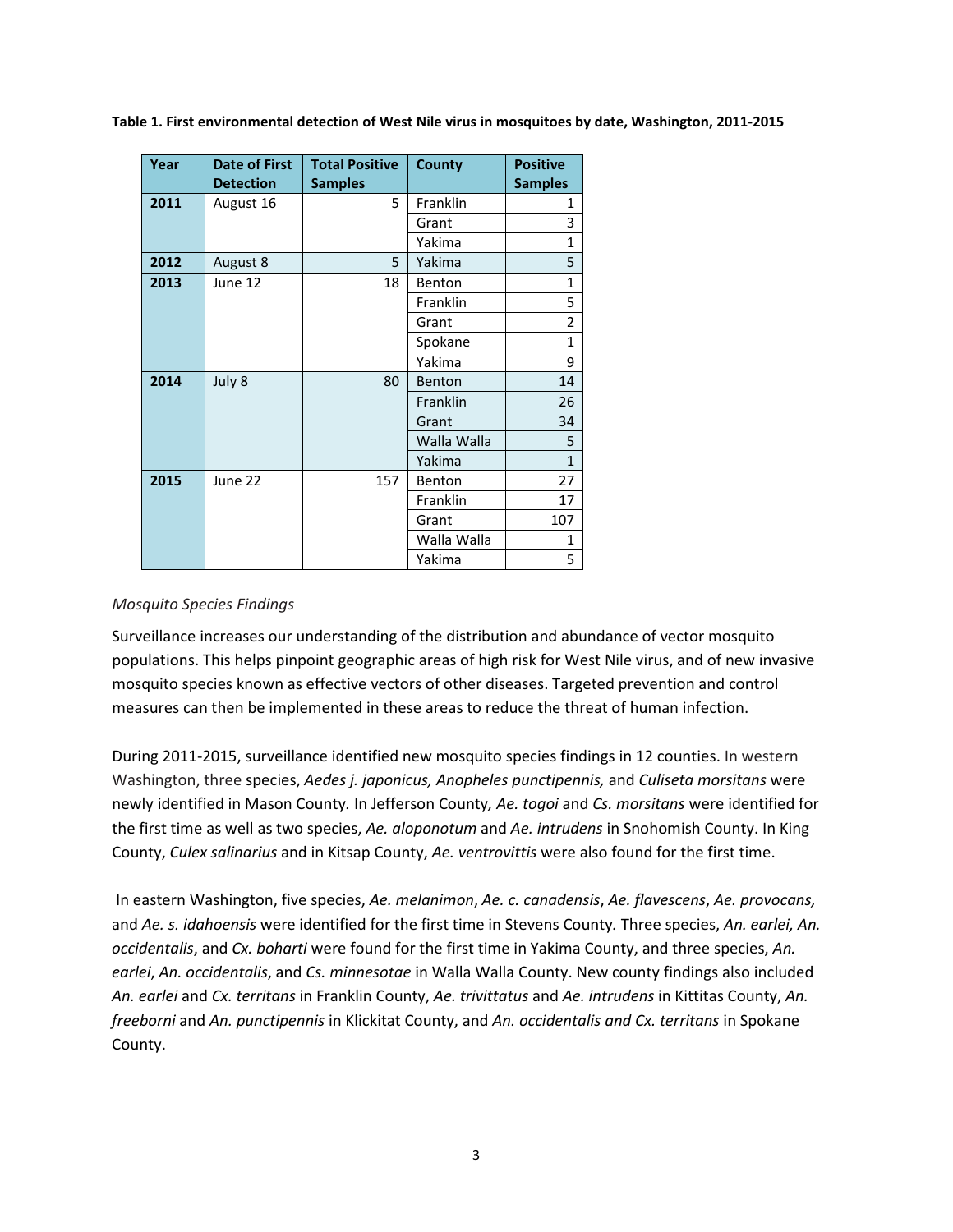**Table 1. First environmental detection of West Nile virus in mosquitoes by date, Washington, 2011-2015**

| Year | Date of First Detection | Total Positive Samples | County | Positive Samples |
|---|---|---|---|---|
| **2011** | August 16 | 5 | Franklin | 1 |
| | | | Grant | 3 |
| | | | Yakima | 1 |
| **2012** | August 8 | 5 | Yakima | 5 |
| **2013** | June 12 | 18 | Benton | 1 |
| | | | Franklin | 5 |
| | | | Grant | 2 |
| | | | Spokane | 1 |
| | | | Yakima | 9 |
| **2014** | July 8 | 80 | Benton | 14 |
| | | | Franklin | 26 |
| | | | Grant | 34 |
| | | | Walla Walla | 5 |
| | | | Yakima | 1 |
| **2015** | June 22 | 157 | Benton | 27 |
| | | | Franklin | 17 |
| | | | Grant | 107 |
| | | | Walla Walla | 1 |
| | | | Yakima | 5 |

*Mosquito Species Findings*

Surveillance increases our understanding of the distribution and abundance of vector mosquito populations. This helps pinpoint geographic areas of high risk for West Nile virus, and of new invasive mosquito species known as effective vectors of other diseases. Targeted prevention and control measures can then be implemented in these areas to reduce the threat of human infection.

During 2011-2015, surveillance identified new mosquito species findings in 12 counties. In western Washington, three species, *Aedes j. japonicus, Anopheles punctipennis,* and *Culiseta morsitans* were newly identified in Mason County. In Jefferson County*, Ae. togoi* and *Cs. morsitans* were identified for the first time as well as two species, *Ae. aloponotum* and *Ae. intrudens* in Snohomish County. In King County, *Culex salinarius* and in Kitsap County, *Ae. ventrovittis* were also found for the first time.

In eastern Washington, five species, *Ae. melanimon*, *Ae. c. canadensis*, *Ae. flavescens*, *Ae. provocans,* and *Ae. s. idahoensis* were identified for the first time in Stevens County. Three species, *An. earlei, An. occidentalis*, and *Cx. boharti* were found for the first time in Yakima County, and three species, *An. earlei*, *An. occidentalis*, and *Cs. minnesotae* in Walla Walla County. New county findings also included *An. earlei* and *Cx. territans* in Franklin County, *Ae. trivittatus* and *Ae. intrudens* in Kittitas County, *An. freeborni* and *An. punctipennis* in Klickitat County, and *An. occidentalis and Cx. territans* in Spokane County.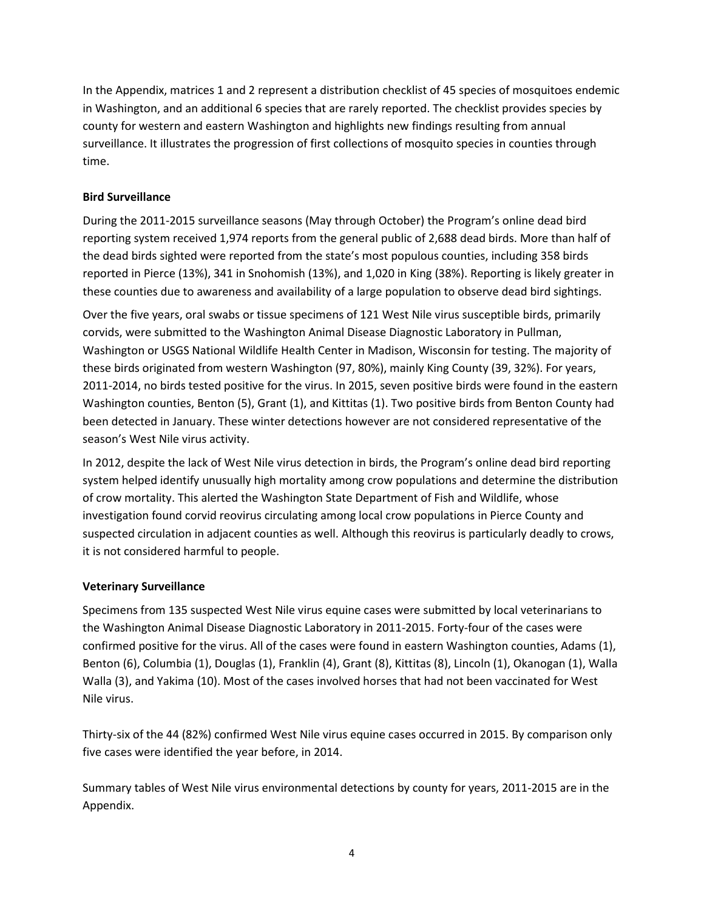In the Appendix, matrices 1 and 2 represent a distribution checklist of 45 species of mosquitoes endemic in Washington, and an additional 6 species that are rarely reported. The checklist provides species by county for western and eastern Washington and highlights new findings resulting from annual surveillance. It illustrates the progression of first collections of mosquito species in counties through time.

**Bird Surveillance**

During the 2011-2015 surveillance seasons (May through October) the Program's online dead bird reporting system received 1,974 reports from the general public of 2,688 dead birds. More than half of the dead birds sighted were reported from the state's most populous counties, including 358 birds reported in Pierce (13%), 341 in Snohomish (13%), and 1,020 in King (38%). Reporting is likely greater in these counties due to awareness and availability of a large population to observe dead bird sightings.

Over the five years, oral swabs or tissue specimens of 121 West Nile virus susceptible birds, primarily corvids, were submitted to the Washington Animal Disease Diagnostic Laboratory in Pullman, Washington or USGS National Wildlife Health Center in Madison, Wisconsin for testing. The majority of these birds originated from western Washington (97, 80%), mainly King County (39, 32%). For years, 2011-2014, no birds tested positive for the virus. In 2015, seven positive birds were found in the eastern Washington counties, Benton (5), Grant (1), and Kittitas (1). Two positive birds from Benton County had been detected in January. These winter detections however are not considered representative of the season's West Nile virus activity.

In 2012, despite the lack of West Nile virus detection in birds, the Program's online dead bird reporting system helped identify unusually high mortality among crow populations and determine the distribution of crow mortality. This alerted the Washington State Department of Fish and Wildlife, whose investigation found corvid reovirus circulating among local crow populations in Pierce County and suspected circulation in adjacent counties as well. Although this reovirus is particularly deadly to crows, it is not considered harmful to people.

**Veterinary Surveillance**

Specimens from 135 suspected West Nile virus equine cases were submitted by local veterinarians to the Washington Animal Disease Diagnostic Laboratory in 2011-2015. Forty-four of the cases were confirmed positive for the virus. All of the cases were found in eastern Washington counties, Adams (1), Benton (6), Columbia (1), Douglas (1), Franklin (4), Grant (8), Kittitas (8), Lincoln (1), Okanogan (1), Walla Walla (3), and Yakima (10). Most of the cases involved horses that had not been vaccinated for West Nile virus.

Thirty-six of the 44 (82%) confirmed West Nile virus equine cases occurred in 2015. By comparison only five cases were identified the year before, in 2014.

Summary tables of West Nile virus environmental detections by county for years, 2011-2015 are in the Appendix.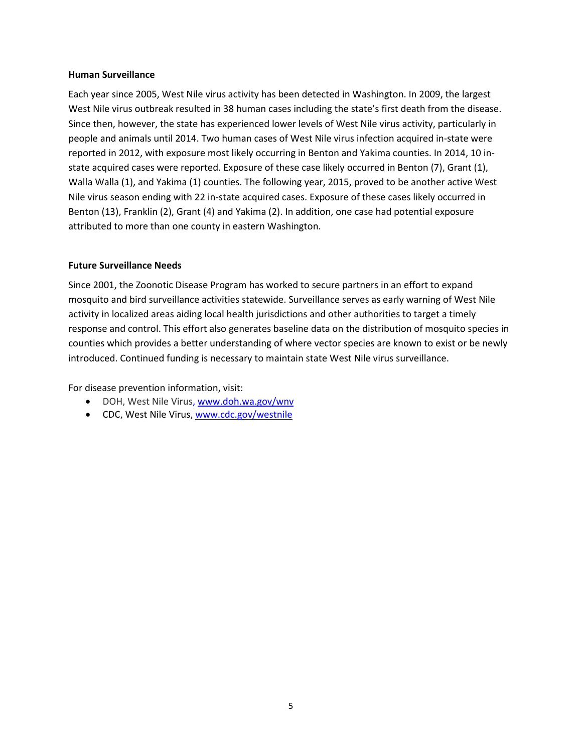### Human Surveillance

Each year since 2005, West Nile virus activity has been detected in Washington. In 2009, the largest West Nile virus outbreak resulted in 38 human cases including the state's first death from the disease. Since then, however, the state has experienced lower levels of West Nile virus activity, particularly in people and animals until 2014. Two human cases of West Nile virus infection acquired in-state were reported in 2012, with exposure most likely occurring in Benton and Yakima counties. In 2014, 10 in-state acquired cases were reported. Exposure of these case likely occurred in Benton (7), Grant (1), Walla Walla (1), and Yakima (1) counties. The following year, 2015, proved to be another active West Nile virus season ending with 22 in-state acquired cases. Exposure of these cases likely occurred in Benton (13), Franklin (2), Grant (4) and Yakima (2). In addition, one case had potential exposure attributed to more than one county in eastern Washington.

### Future Surveillance Needs

Since 2001, the Zoonotic Disease Program has worked to secure partners in an effort to expand mosquito and bird surveillance activities statewide. Surveillance serves as early warning of West Nile activity in localized areas aiding local health jurisdictions and other authorities to target a timely response and control. This effort also generates baseline data on the distribution of mosquito species in counties which provides a better understanding of where vector species are known to exist or be newly introduced. Continued funding is necessary to maintain state West Nile virus surveillance.

For disease prevention information, visit:

- DOH, West Nile Virus, www.doh.wa.gov/wnv
- CDC, West Nile Virus, www.cdc.gov/westnile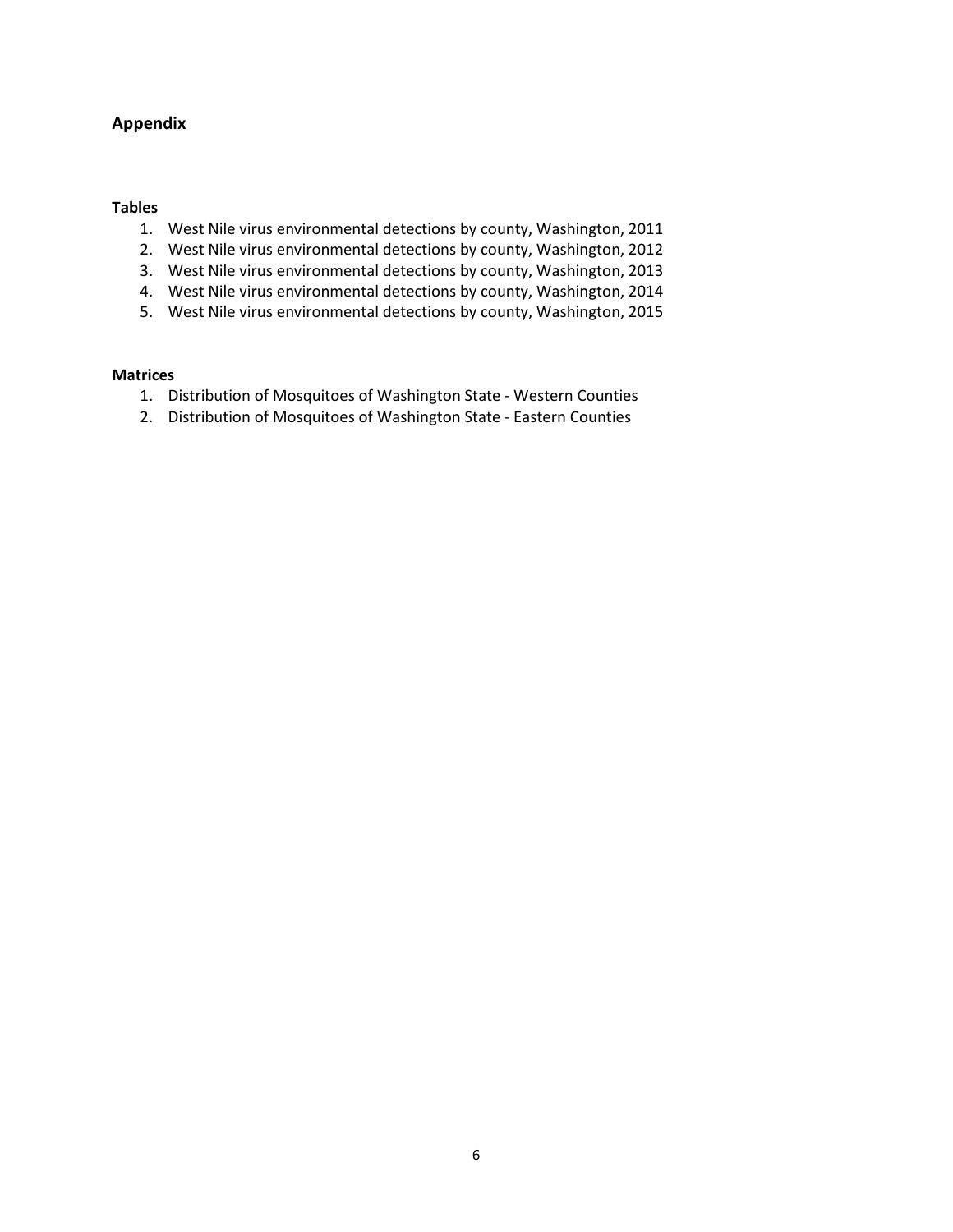## Appendix

### Tables

1. West Nile virus environmental detections by county, Washington, 2011
2. West Nile virus environmental detections by county, Washington, 2012
3. West Nile virus environmental detections by county, Washington, 2013
4. West Nile virus environmental detections by county, Washington, 2014
5. West Nile virus environmental detections by county, Washington, 2015

### Matrices

1. Distribution of Mosquitoes of Washington State - Western Counties
2. Distribution of Mosquitoes of Washington State - Eastern Counties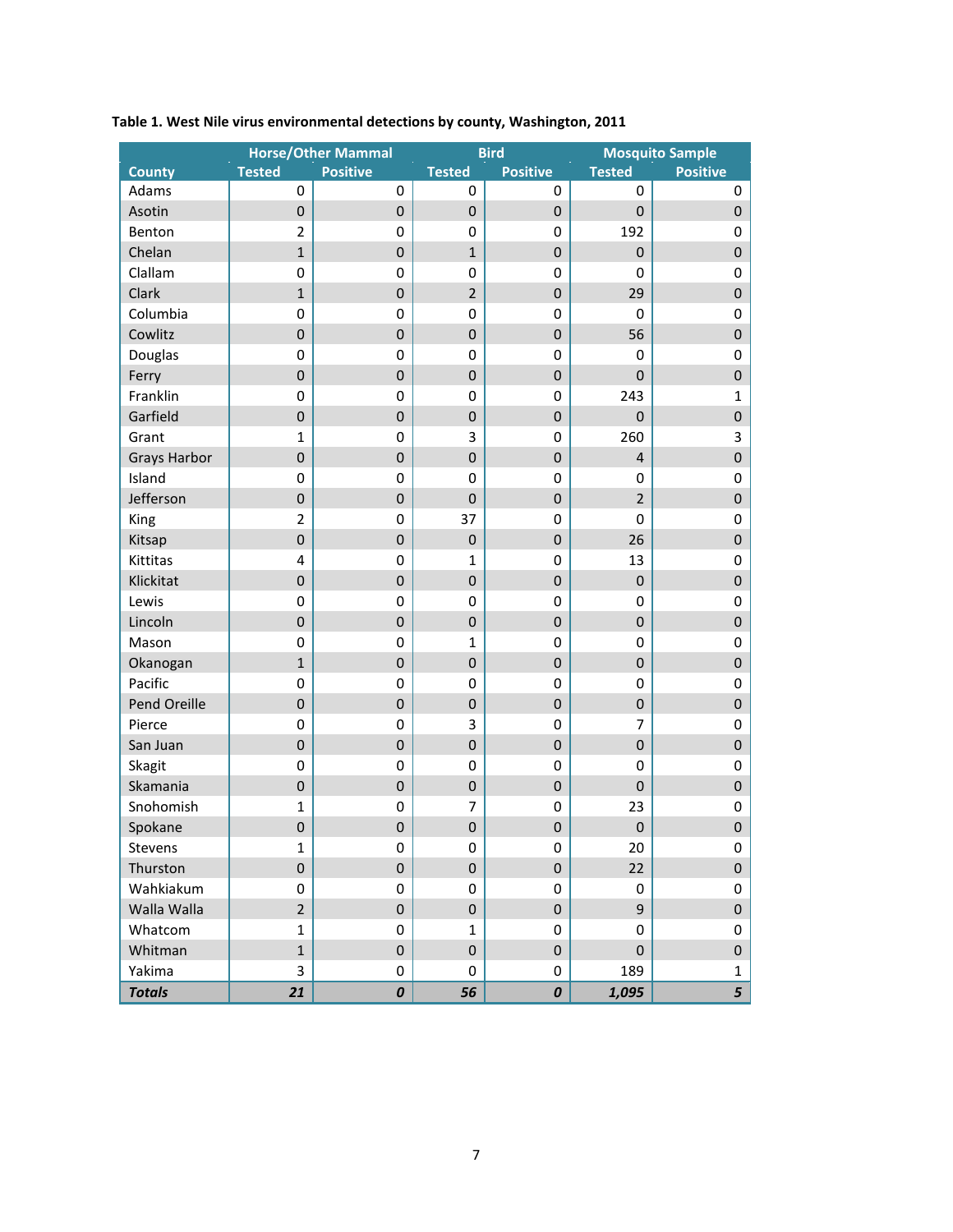**Table 1. West Nile virus environmental detections by county, Washington, 2011**

| County | Horse/Other Mammal | | Bird | | Mosquito Sample | |
|---|---|---|---|---|---|---|
| | Tested | Positive | Tested | Positive | Tested | Positive |
| Adams | 0 | 0 | 0 | 0 | 0 | 0 |
| Asotin | 0 | 0 | 0 | 0 | 0 | 0 |
| Benton | 2 | 0 | 0 | 0 | 192 | 0 |
| Chelan | 1 | 0 | 1 | 0 | 0 | 0 |
| Clallam | 0 | 0 | 0 | 0 | 0 | 0 |
| Clark | 1 | 0 | 2 | 0 | 29 | 0 |
| Columbia | 0 | 0 | 0 | 0 | 0 | 0 |
| Cowlitz | 0 | 0 | 0 | 0 | 56 | 0 |
| Douglas | 0 | 0 | 0 | 0 | 0 | 0 |
| Ferry | 0 | 0 | 0 | 0 | 0 | 0 |
| Franklin | 0 | 0 | 0 | 0 | 243 | 1 |
| Garfield | 0 | 0 | 0 | 0 | 0 | 0 |
| Grant | 1 | 0 | 3 | 0 | 260 | 3 |
| Grays Harbor | 0 | 0 | 0 | 0 | 4 | 0 |
| Island | 0 | 0 | 0 | 0 | 0 | 0 |
| Jefferson | 0 | 0 | 0 | 0 | 2 | 0 |
| King | 2 | 0 | 37 | 0 | 0 | 0 |
| Kitsap | 0 | 0 | 0 | 0 | 26 | 0 |
| Kittitas | 4 | 0 | 1 | 0 | 13 | 0 |
| Klickitat | 0 | 0 | 0 | 0 | 0 | 0 |
| Lewis | 0 | 0 | 0 | 0 | 0 | 0 |
| Lincoln | 0 | 0 | 0 | 0 | 0 | 0 |
| Mason | 0 | 0 | 1 | 0 | 0 | 0 |
| Okanogan | 1 | 0 | 0 | 0 | 0 | 0 |
| Pacific | 0 | 0 | 0 | 0 | 0 | 0 |
| Pend Oreille | 0 | 0 | 0 | 0 | 0 | 0 |
| Pierce | 0 | 0 | 3 | 0 | 7 | 0 |
| San Juan | 0 | 0 | 0 | 0 | 0 | 0 |
| Skagit | 0 | 0 | 0 | 0 | 0 | 0 |
| Skamania | 0 | 0 | 0 | 0 | 0 | 0 |
| Snohomish | 1 | 0 | 7 | 0 | 23 | 0 |
| Spokane | 0 | 0 | 0 | 0 | 0 | 0 |
| Stevens | 1 | 0 | 0 | 0 | 20 | 0 |
| Thurston | 0 | 0 | 0 | 0 | 22 | 0 |
| Wahkiakum | 0 | 0 | 0 | 0 | 0 | 0 |
| Walla Walla | 2 | 0 | 0 | 0 | 9 | 0 |
| Whatcom | 1 | 0 | 1 | 0 | 0 | 0 |
| Whitman | 1 | 0 | 0 | 0 | 0 | 0 |
| Yakima | 3 | 0 | 0 | 0 | 189 | 1 |
| ***Totals*** | ***21*** | ***0*** | ***56*** | ***0*** | ***1,095*** | ***5*** |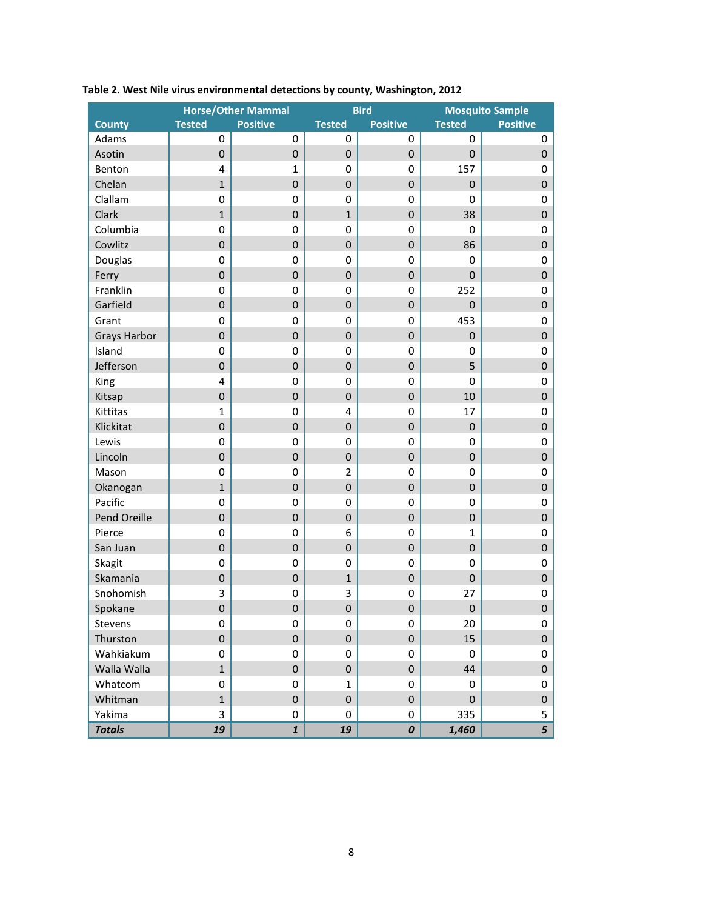**Table 2. West Nile virus environmental detections by county, Washington, 2012**

| County | Horse/Other Mammal | | Bird | | Mosquito Sample | |
|---|---|---|---|---|---|---|
| | Tested | Positive | Tested | Positive | Tested | Positive |
| Adams | 0 | 0 | 0 | 0 | 0 | 0 |
| Asotin | 0 | 0 | 0 | 0 | 0 | 0 |
| Benton | 4 | 1 | 0 | 0 | 157 | 0 |
| Chelan | 1 | 0 | 0 | 0 | 0 | 0 |
| Clallam | 0 | 0 | 0 | 0 | 0 | 0 |
| Clark | 1 | 0 | 1 | 0 | 38 | 0 |
| Columbia | 0 | 0 | 0 | 0 | 0 | 0 |
| Cowlitz | 0 | 0 | 0 | 0 | 86 | 0 |
| Douglas | 0 | 0 | 0 | 0 | 0 | 0 |
| Ferry | 0 | 0 | 0 | 0 | 0 | 0 |
| Franklin | 0 | 0 | 0 | 0 | 252 | 0 |
| Garfield | 0 | 0 | 0 | 0 | 0 | 0 |
| Grant | 0 | 0 | 0 | 0 | 453 | 0 |
| Grays Harbor | 0 | 0 | 0 | 0 | 0 | 0 |
| Island | 0 | 0 | 0 | 0 | 0 | 0 |
| Jefferson | 0 | 0 | 0 | 0 | 5 | 0 |
| King | 4 | 0 | 0 | 0 | 0 | 0 |
| Kitsap | 0 | 0 | 0 | 0 | 10 | 0 |
| Kittitas | 1 | 0 | 4 | 0 | 17 | 0 |
| Klickitat | 0 | 0 | 0 | 0 | 0 | 0 |
| Lewis | 0 | 0 | 0 | 0 | 0 | 0 |
| Lincoln | 0 | 0 | 0 | 0 | 0 | 0 |
| Mason | 0 | 0 | 2 | 0 | 0 | 0 |
| Okanogan | 1 | 0 | 0 | 0 | 0 | 0 |
| Pacific | 0 | 0 | 0 | 0 | 0 | 0 |
| Pend Oreille | 0 | 0 | 0 | 0 | 0 | 0 |
| Pierce | 0 | 0 | 6 | 0 | 1 | 0 |
| San Juan | 0 | 0 | 0 | 0 | 0 | 0 |
| Skagit | 0 | 0 | 0 | 0 | 0 | 0 |
| Skamania | 0 | 0 | 1 | 0 | 0 | 0 |
| Snohomish | 3 | 0 | 3 | 0 | 27 | 0 |
| Spokane | 0 | 0 | 0 | 0 | 0 | 0 |
| Stevens | 0 | 0 | 0 | 0 | 20 | 0 |
| Thurston | 0 | 0 | 0 | 0 | 15 | 0 |
| Wahkiakum | 0 | 0 | 0 | 0 | 0 | 0 |
| Walla Walla | 1 | 0 | 0 | 0 | 44 | 0 |
| Whatcom | 0 | 0 | 1 | 0 | 0 | 0 |
| Whitman | 1 | 0 | 0 | 0 | 0 | 0 |
| Yakima | 3 | 0 | 0 | 0 | 335 | 5 |
| ***Totals*** | ***19*** | ***1*** | ***19*** | ***0*** | ***1,460*** | ***5*** |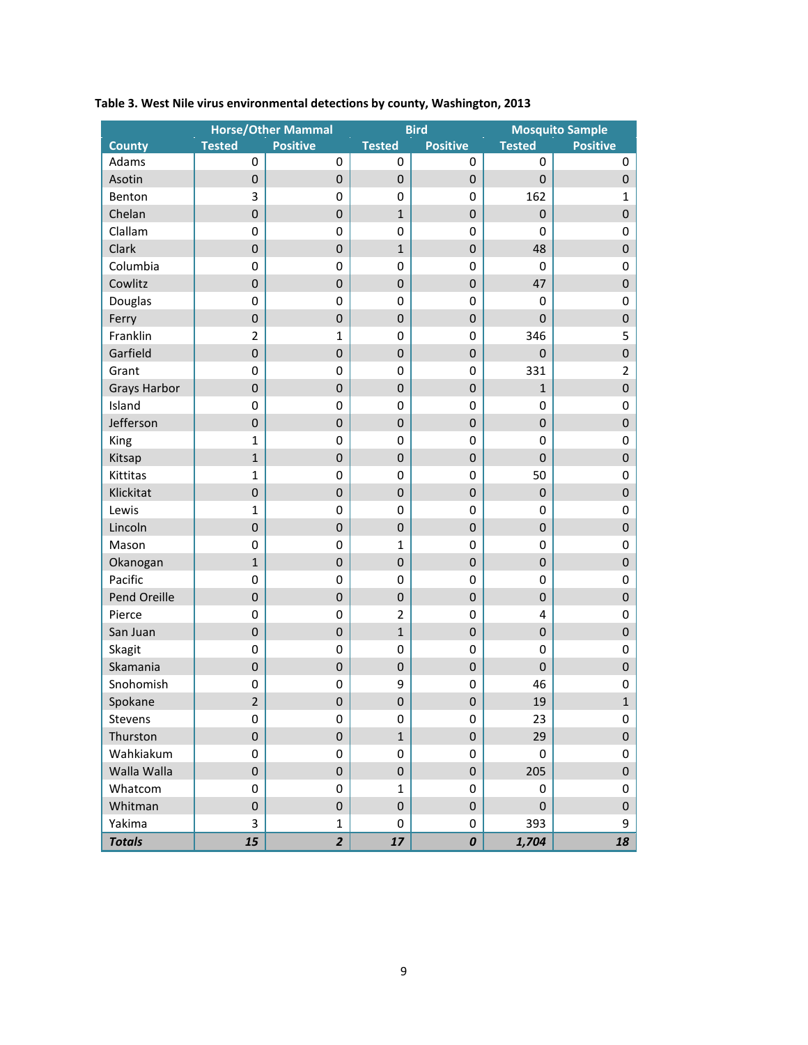**Table 3. West Nile virus environmental detections by county, Washington, 2013**

| County | Horse/Other Mammal | | Bird | | Mosquito Sample | |
|---|---|---|---|---|---|---|
| | Tested | Positive | Tested | Positive | Tested | Positive |
| Adams | 0 | 0 | 0 | 0 | 0 | 0 |
| Asotin | 0 | 0 | 0 | 0 | 0 | 0 |
| Benton | 3 | 0 | 0 | 0 | 162 | 1 |
| Chelan | 0 | 0 | 1 | 0 | 0 | 0 |
| Clallam | 0 | 0 | 0 | 0 | 0 | 0 |
| Clark | 0 | 0 | 1 | 0 | 48 | 0 |
| Columbia | 0 | 0 | 0 | 0 | 0 | 0 |
| Cowlitz | 0 | 0 | 0 | 0 | 47 | 0 |
| Douglas | 0 | 0 | 0 | 0 | 0 | 0 |
| Ferry | 0 | 0 | 0 | 0 | 0 | 0 |
| Franklin | 2 | 1 | 0 | 0 | 346 | 5 |
| Garfield | 0 | 0 | 0 | 0 | 0 | 0 |
| Grant | 0 | 0 | 0 | 0 | 331 | 2 |
| Grays Harbor | 0 | 0 | 0 | 0 | 1 | 0 |
| Island | 0 | 0 | 0 | 0 | 0 | 0 |
| Jefferson | 0 | 0 | 0 | 0 | 0 | 0 |
| King | 1 | 0 | 0 | 0 | 0 | 0 |
| Kitsap | 1 | 0 | 0 | 0 | 0 | 0 |
| Kittitas | 1 | 0 | 0 | 0 | 50 | 0 |
| Klickitat | 0 | 0 | 0 | 0 | 0 | 0 |
| Lewis | 1 | 0 | 0 | 0 | 0 | 0 |
| Lincoln | 0 | 0 | 0 | 0 | 0 | 0 |
| Mason | 0 | 0 | 1 | 0 | 0 | 0 |
| Okanogan | 1 | 0 | 0 | 0 | 0 | 0 |
| Pacific | 0 | 0 | 0 | 0 | 0 | 0 |
| Pend Oreille | 0 | 0 | 0 | 0 | 0 | 0 |
| Pierce | 0 | 0 | 2 | 0 | 4 | 0 |
| San Juan | 0 | 0 | 1 | 0 | 0 | 0 |
| Skagit | 0 | 0 | 0 | 0 | 0 | 0 |
| Skamania | 0 | 0 | 0 | 0 | 0 | 0 |
| Snohomish | 0 | 0 | 9 | 0 | 46 | 0 |
| Spokane | 2 | 0 | 0 | 0 | 19 | 1 |
| Stevens | 0 | 0 | 0 | 0 | 23 | 0 |
| Thurston | 0 | 0 | 1 | 0 | 29 | 0 |
| Wahkiakum | 0 | 0 | 0 | 0 | 0 | 0 |
| Walla Walla | 0 | 0 | 0 | 0 | 205 | 0 |
| Whatcom | 0 | 0 | 1 | 0 | 0 | 0 |
| Whitman | 0 | 0 | 0 | 0 | 0 | 0 |
| Yakima | 3 | 1 | 0 | 0 | 393 | 9 |
| ***Totals*** | ***15*** | ***2*** | ***17*** | ***0*** | ***1,704*** | ***18*** |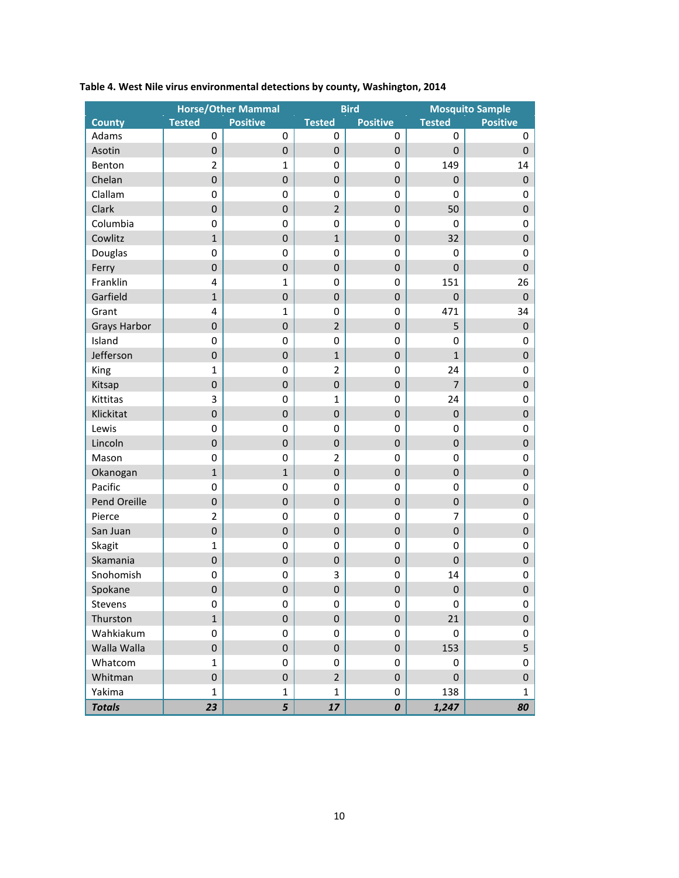**Table 4. West Nile virus environmental detections by county, Washington, 2014**

| County | Horse/Other Mammal | | Bird | | Mosquito Sample | |
|---|---|---|---|---|---|---|
| | Tested | Positive | Tested | Positive | Tested | Positive |
| Adams | 0 | 0 | 0 | 0 | 0 | 0 |
| Asotin | 0 | 0 | 0 | 0 | 0 | 0 |
| Benton | 2 | 1 | 0 | 0 | 149 | 14 |
| Chelan | 0 | 0 | 0 | 0 | 0 | 0 |
| Clallam | 0 | 0 | 0 | 0 | 0 | 0 |
| Clark | 0 | 0 | 2 | 0 | 50 | 0 |
| Columbia | 0 | 0 | 0 | 0 | 0 | 0 |
| Cowlitz | 1 | 0 | 1 | 0 | 32 | 0 |
| Douglas | 0 | 0 | 0 | 0 | 0 | 0 |
| Ferry | 0 | 0 | 0 | 0 | 0 | 0 |
| Franklin | 4 | 1 | 0 | 0 | 151 | 26 |
| Garfield | 1 | 0 | 0 | 0 | 0 | 0 |
| Grant | 4 | 1 | 0 | 0 | 471 | 34 |
| Grays Harbor | 0 | 0 | 2 | 0 | 5 | 0 |
| Island | 0 | 0 | 0 | 0 | 0 | 0 |
| Jefferson | 0 | 0 | 1 | 0 | 1 | 0 |
| King | 1 | 0 | 2 | 0 | 24 | 0 |
| Kitsap | 0 | 0 | 0 | 0 | 7 | 0 |
| Kittitas | 3 | 0 | 1 | 0 | 24 | 0 |
| Klickitat | 0 | 0 | 0 | 0 | 0 | 0 |
| Lewis | 0 | 0 | 0 | 0 | 0 | 0 |
| Lincoln | 0 | 0 | 0 | 0 | 0 | 0 |
| Mason | 0 | 0 | 2 | 0 | 0 | 0 |
| Okanogan | 1 | 1 | 0 | 0 | 0 | 0 |
| Pacific | 0 | 0 | 0 | 0 | 0 | 0 |
| Pend Oreille | 0 | 0 | 0 | 0 | 0 | 0 |
| Pierce | 2 | 0 | 0 | 0 | 7 | 0 |
| San Juan | 0 | 0 | 0 | 0 | 0 | 0 |
| Skagit | 1 | 0 | 0 | 0 | 0 | 0 |
| Skamania | 0 | 0 | 0 | 0 | 0 | 0 |
| Snohomish | 0 | 0 | 3 | 0 | 14 | 0 |
| Spokane | 0 | 0 | 0 | 0 | 0 | 0 |
| Stevens | 0 | 0 | 0 | 0 | 0 | 0 |
| Thurston | 1 | 0 | 0 | 0 | 21 | 0 |
| Wahkiakum | 0 | 0 | 0 | 0 | 0 | 0 |
| Walla Walla | 0 | 0 | 0 | 0 | 153 | 5 |
| Whatcom | 1 | 0 | 0 | 0 | 0 | 0 |
| Whitman | 0 | 0 | 2 | 0 | 0 | 0 |
| Yakima | 1 | 1 | 1 | 0 | 138 | 1 |
| ***Totals*** | ***23*** | ***5*** | ***17*** | ***0*** | ***1,247*** | ***80*** |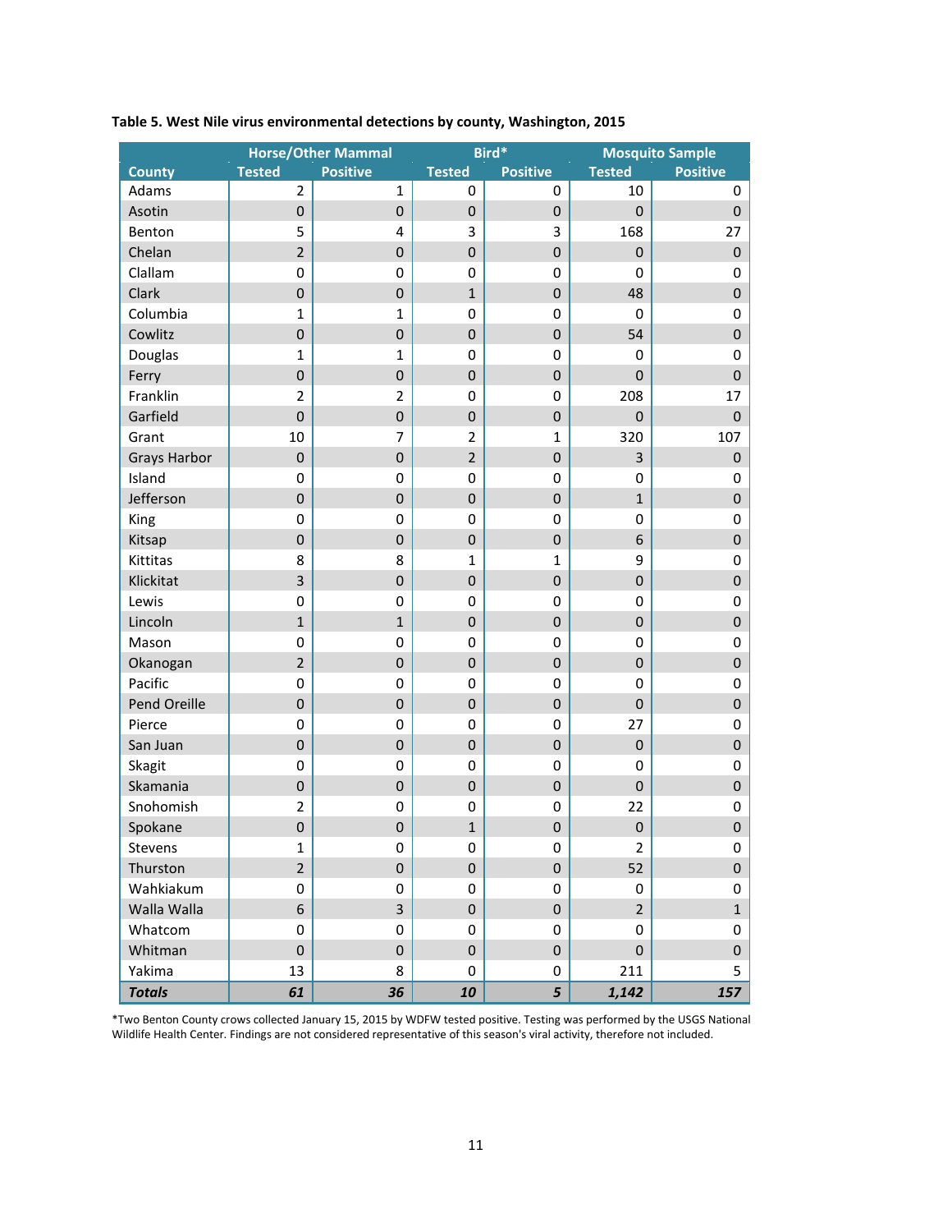**Table 5. West Nile virus environmental detections by county, Washington, 2015**

| County | Horse/Other Mammal | | Bird* | | Mosquito Sample | |
|---|---|---|---|---|---|---|
| | Tested | Positive | Tested | Positive | Tested | Positive |
| Adams | 2 | 1 | 0 | 0 | 10 | 0 |
| Asotin | 0 | 0 | 0 | 0 | 0 | 0 |
| Benton | 5 | 4 | 3 | 3 | 168 | 27 |
| Chelan | 2 | 0 | 0 | 0 | 0 | 0 |
| Clallam | 0 | 0 | 0 | 0 | 0 | 0 |
| Clark | 0 | 0 | 1 | 0 | 48 | 0 |
| Columbia | 1 | 1 | 0 | 0 | 0 | 0 |
| Cowlitz | 0 | 0 | 0 | 0 | 54 | 0 |
| Douglas | 1 | 1 | 0 | 0 | 0 | 0 |
| Ferry | 0 | 0 | 0 | 0 | 0 | 0 |
| Franklin | 2 | 2 | 0 | 0 | 208 | 17 |
| Garfield | 0 | 0 | 0 | 0 | 0 | 0 |
| Grant | 10 | 7 | 2 | 1 | 320 | 107 |
| Grays Harbor | 0 | 0 | 2 | 0 | 3 | 0 |
| Island | 0 | 0 | 0 | 0 | 0 | 0 |
| Jefferson | 0 | 0 | 0 | 0 | 1 | 0 |
| King | 0 | 0 | 0 | 0 | 0 | 0 |
| Kitsap | 0 | 0 | 0 | 0 | 6 | 0 |
| Kittitas | 8 | 8 | 1 | 1 | 9 | 0 |
| Klickitat | 3 | 0 | 0 | 0 | 0 | 0 |
| Lewis | 0 | 0 | 0 | 0 | 0 | 0 |
| Lincoln | 1 | 1 | 0 | 0 | 0 | 0 |
| Mason | 0 | 0 | 0 | 0 | 0 | 0 |
| Okanogan | 2 | 0 | 0 | 0 | 0 | 0 |
| Pacific | 0 | 0 | 0 | 0 | 0 | 0 |
| Pend Oreille | 0 | 0 | 0 | 0 | 0 | 0 |
| Pierce | 0 | 0 | 0 | 0 | 27 | 0 |
| San Juan | 0 | 0 | 0 | 0 | 0 | 0 |
| Skagit | 0 | 0 | 0 | 0 | 0 | 0 |
| Skamania | 0 | 0 | 0 | 0 | 0 | 0 |
| Snohomish | 2 | 0 | 0 | 0 | 22 | 0 |
| Spokane | 0 | 0 | 1 | 0 | 0 | 0 |
| Stevens | 1 | 0 | 0 | 0 | 2 | 0 |
| Thurston | 2 | 0 | 0 | 0 | 52 | 0 |
| Wahkiakum | 0 | 0 | 0 | 0 | 0 | 0 |
| Walla Walla | 6 | 3 | 0 | 0 | 2 | 1 |
| Whatcom | 0 | 0 | 0 | 0 | 0 | 0 |
| Whitman | 0 | 0 | 0 | 0 | 0 | 0 |
| Yakima | 13 | 8 | 0 | 0 | 211 | 5 |
| ***Totals*** | ***61*** | ***36*** | ***10*** | ***5*** | ***1,142*** | ***157*** |

*Two Benton County crows collected January 15, 2015 by WDFW tested positive. Testing was performed by the USGS National Wildlife Health Center. Findings are not considered representative of this season's viral activity, therefore not included.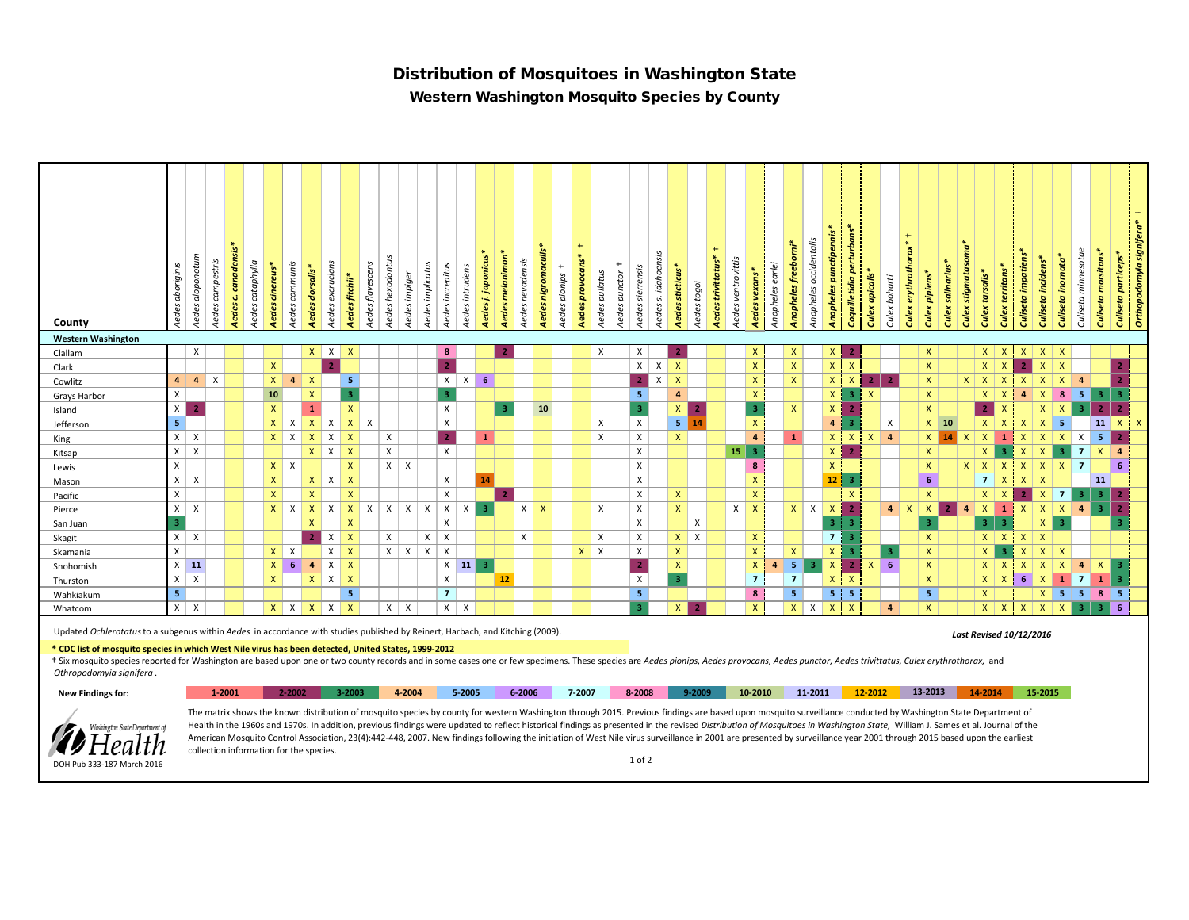# Distribution of Mosquitoes in Washington State

## Western Washington Mosquito Species by County

| County | *Aedes aboriginis* | *Aedes aloponotum* | *Aedes campestris* | ***Aedes c. canadensis**** | *Aedes cataphylla* | ***Aedes cinereus**** | *Aedes communis* | ***Aedes dorsalis**** | *Aedes excrucians* | ***Aedes fitchii**** | *Aedes flavescens* | *Aedes hexodontus* | *Aedes impiger* | *Aedes implicatus* | *Aedes increpitus* | *Aedes intrudens* | ***Aedes j. japonicus**** | ***Aedes melanimon**** | *Aedes nevadensis* | ***Aedes nigromaculis**** | *Aedes pionips* † | ***Aedes provocans**** † | *Aedes pullatus* | *Aedes punctor* † | *Aedes sierrensis* | *Aedes s. idahoensis* | ***Aedes sticticus**** | *Aedes togoi* | ***Aedes trivittatus**** † | *Aedes ventrovittis* | ***Aedes vexans**** | *Anopheles earlei* | ***Anopheles freeborni**** | *Anopheles occidentalis* | ***Anopheles punctipennis**** | ***Coquilletidia perturbans**** | ***Culex apicalis**** | *Culex boharti* | ***Culex erythrothorax**** † | ***Culex pipiens**** | ***Culex salinarius**** | ***Culex stigmatosoma**** | ***Culex tarsalis**** | ***Culex territans**** | ***Culiseta impatiens**** | ***Culiseta incidens**** | ***Culiseta inornata**** | *Culiseta minnesotae* | ***Culiseta morsitans**** | ***Culiseta particeps**** | ***Orthopodomyia signifera**** † |
|---|---|---|---|---|---|---|---|---|---|---|---|---|---|---|---|---|---|---|---|---|---|---|---|---|---|---|---|---|---|---|---|---|---|---|---|---|---|---|---|---|---|---|---|---|---|---|---|---|---|---|---|
| **Western Washington** | | | | | | | | | | | | | | | | | | | | | | | | | | | | | | | | | | | | | | | | | | | | | | | | | | | |
| Clallam | | X | | | | | | X | X | X | | | | | 8 | | | 2 | | | | | X | | X | | 2 | | | | X | | X | | X | 2 | | | | X | | | X | X | X | X | X | | | | |
| Clark | | | | | | X | | | 2 | | | | | | 2 | | | | | | | | | | X | X | X | | | | X | | X | | X | X | | | | X | | | X | X | 2 | X | X | | | 2 | |
| Cowlitz | 4 | 4 | X | | | X | 4 | X | | 5 | | | | | X | X | 6 | | | | | | | | 2 | X | X | | | | X | | X | | X | X | 2 | 2 | | X | | X | X | X | X | X | X | 4 | | 2 | |
| Grays Harbor | X | | | | | 10 | | X | | 3 | | | | | 3 | | | | | | | | | | 5 | | 4 | | | | X | | | | X | 3 | X | | | X | | | X | X | 4 | X | 8 | 5 | 3 | 3 | |
| Island | X | 2 | | | | X | | 1 | | X | | | | | X | | | 3 | | 10 | | | | | 3 | | X | 2 | | | 3 | | X | | X | 2 | | | | X | | | 2 | X | | X | X | 3 | 2 | 2 | |
| Jefferson | 5 | | | | | X | X | X | X | X | X | | | | X | | | | | | | | X | | X | | 5 | 14 | | | X | | | | 4 | 3 | | X | | X | 10 | | X | X | X | X | 5 | | 11 | X | X |
| King | X | X | | | | X | X | X | X | X | | X | | | 2 | | 1 | | | | | | X | | X | | X | | | | 4 | | 1 | | X | X | X | 4 | | X | 14 | X | X | 1 | X | X | X | X | 5 | 2 | |
| Kitsap | X | X | | | | | | X | X | X | | X | | | X | | | | | | | | | | X | | | | | 15 | 3 | | | | X | 2 | | | | X | | | X | 3 | X | X | 3 | 7 | X | 4 | |
| Lewis | X | | | | | X | X | | | X | | X | X | | | | | | | | | | | | X | | | | | | 8 | | | | X | | | | | X | | X | X | X | X | X | X | 7 | | 6 | |
| Mason | X | X | | | | X | | X | X | X | | | | | X | | 14 | | | | | | | | X | | | | | | X | | | | 12 | 3 | | | | 6 | | | 7 | X | X | X | | | 11 | | |
| Pacific | X | | | | | X | | X | | X | | | | | X | | | 2 | | | | | | | X | | X | | | | X | | | | | X | | | | X | | | X | X | 2 | X | 7 | 3 | 3 | 2 | |
| Pierce | X | X | | | | X | X | X | X | X | X | X | X | X | X | X | 3 | | X | X | | | X | | X | | X | | | X | X | | X | X | X | 2 | | 4 | X | X | 2 | 4 | X | 1 | X | X | X | 4 | 3 | 2 | |
| San Juan | 3 | | | | | | | X | | X | | | | | X | | | | | | | | | | X | | | X | | | | | | | 3 | 3 | | | | 3 | | | 3 | 3 | | X | 3 | | | 3 | |
| Skagit | X | X | | | | | | 2 | X | X | | X | | X | X | | | | X | | | | X | | X | | X | X | | | X | | | | 7 | 3 | | | | X | | | X | X | X | X | | | | | |
| Skamania | X | | | | | X | X | | X | X | | X | X | X | X | | | | | | | X | X | | X | | X | | | | X | | X | | X | 3 | | 3 | | X | | | X | 3 | X | X | X | | | | |
| Snohomish | X | 11 | | | | X | 6 | 4 | X | X | | | | | X | 11 | 3 | | | | | | | | 2 | | X | | | | X | 4 | 5 | 3 | X | 2 | X | 6 | | X | | | X | X | X | X | X | 4 | X | 3 | |
| Thurston | X | X | | | | X | | X | X | X | | | | | X | | | 12 | | | | | | | X | | 3 | | | | 7 | | 7 | | X | X | | | | X | | | X | X | 6 | X | 1 | 7 | 1 | 3 | |
| Wahkiakum | 5 | | | | | | | | | 5 | | | | | 7 | | | | | | | | | | 5 | | | | | | 8 | | 5 | | 5 | 5 | | | | 5 | | | X | | | X | 5 | 5 | 8 | 5 | |
| Whatcom | X | X | | | | X | X | X | X | X | | X | X | | X | X | | | | | | | | | 3 | | X | 2 | | | X | | X | X | X | X | | 4 | | X | | | X | X | X | X | X | 3 | 3 | 6 | |

Updated *Ochlerotatus* to a subgenus within *Aedes* in accordance with studies published by Reinert, Harbach, and Kitching (2009).

**Last Revised 10/12/2016**

**\* CDC list of mosquito species in which West Nile virus has been detected, United States, 1999-2012**

† Six mosquito species reported for Washington are based upon one or two county records and in some cases one or few specimens. These species are *Aedes pionips, Aedes provocans, Aedes punctor, Aedes trivittatus, Culex erythrothorax,* and *Othropodomyia signifera*.

| **New Findings for:** | 1-2001 | 2-2002 | 3-2003 | 4-2004 | 5-2005 | 6-2006 | 7-2007 | 8-2008 | 9-2009 | 10-2010 | 11-2011 | 12-2012 | 13-2013 | 14-2014 | 15-2015 |
|---|---|---|---|---|---|---|---|---|---|---|---|---|---|---|---|

The matrix shows the known distribution of mosquito species by county for western Washington through 2015. Previous findings are based upon mosquito surveillance conducted by Washington State Department of Health in the 1960s and 1970s. In addition, previous findings were updated to reflect historical findings as presented in the revised *Distribution of Mosquitoes in Washington State,* William J. Sames et al. Journal of the American Mosquito Control Association, 23(4):442-448, 2007. New findings following the initiation of West Nile virus surveillance in 2001 are presented by surveillance year 2001 through 2015 based upon the earliest collection information for the species.

Washington State Department of Health

DOH Pub 333-187 March 2016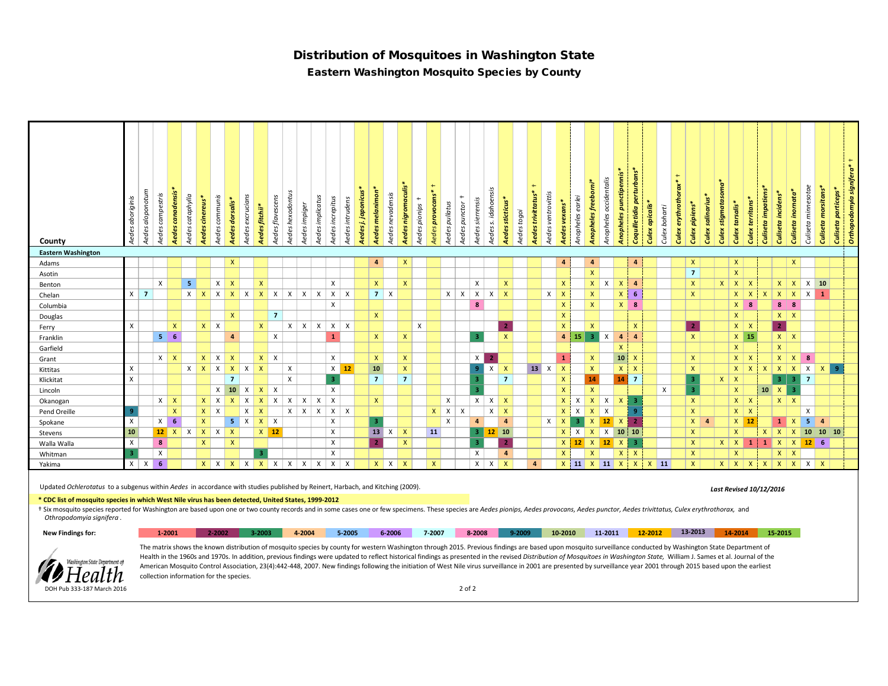# Distribution of Mosquitoes in Washington State

## Eastern Washington Mosquito Species by County

| County | *Aedes aboriginis* | *Aedes aloponotum* | *Aedes campestris* | ***Aedes canadensis**** | *Aedes cataphylla* | ***Aedes cinereus**** | *Aedes communis* | ***Aedes dorsalis**** | *Aedes excrucians* | ***Aedes fitchii**** | *Aedes flavescens* | *Aedes hexodontus* | *Aedes impiger* | *Aedes implicatus* | *Aedes increpitus* | *Aedes intrudens* | ***Aedes j. japonicus**** | ***Aedes melanimon**** | *Aedes nevadensis* | ***Aedes nigromaculis**** | *Aedes pionips* † | ***Aedes provocans**** † | *Aedes pullatus* | *Aedes punctor* † | *Aedes sierrensis* | *Aedes s. idahoensis* | ***Aedes sticticus**** | *Aedes togoi* | ***Aedes trivittatus**** † | *Aedes ventrovittis* | ***Aedes vexans**** | *Anopheles earlei* | ***Anopheles freeborni**** | *Anopheles occidentalis* | ***Anopheles punctipennis**** | ***Coquilletidia perturbans**** | ***Culex apicalis**** | *Culex boharti* | ***Culex erythrothorax**** † | ***Culex pipiens**** | ***Culex salinarius**** | ***Culex stigmatosoma**** | ***Culex tarsalis**** | ***Culex territans**** | ***Culiseta impatiens**** | ***Culiseta incidens**** | ***Culiseta inornata**** | *Culiseta minnesotae* | ***Culiseta morsitans**** | ***Culiseta particeps**** | ***Orthopodomyia signifera**** † |
|---|---|---|---|---|---|---|---|---|---|---|---|---|---|---|---|---|---|---|---|---|---|---|---|---|---|---|---|---|---|---|---|---|---|---|---|---|---|---|---|---|---|---|---|---|---|---|---|---|---|---|---|
| **Eastern Washington** | | | | | | | | | | | | | | | | | | | | | | | | | | | | | | | | | | | | | | | | | | | | | | | | | | | |
| Adams | | | | | | | | X | | | | | | | | | | 4 | | X | | | | | | | | | | | 4 | | 4 | | | 4 | | | | X | | | X | | | | X | | | | |
| Asotin | | | | | | | | | | | | | | | | | | | | | | | | | | | | | | | | | X | | | | | | | 7 | | | X | | | | | | | | |
| Benton | | | X | | 5 | | X | X | | X | | | | | X | | | X | | X | | | | | X | | X | | | | X | | X | X | X | 4 | | | | X | | X | X | X | | X | X | X | 10 | | |
| Chelan | X | 7 | | | X | X | X | X | X | X | X | X | X | X | X | X | | 7 | X | | | | X | X | X | X | X | | | X | X | | X | | X | 6 | | | | X | | | X | X | X | X | X | X | 1 | | |
| Columbia | | | | | | | | | | | | | | | X | | | | | | | | | | 8 | | | | | | X | | X | | X | 8 | | | | | | | X | 8 | | 8 | 8 | | | | |
| Douglas | | | | | | | | X | | | 7 | | | | | | | X | | | | | | | | | | | | | X | | | | | | | | | | | | X | | | X | X | | | | |
| Ferry | X | | | X | | X | X | | | X | | X | X | X | X | X | | | | | X | | | | | | 2 | | | | X | | X | | | X | | | | 2 | | | X | X | | 2 | | | | | |
| Franklin | | | 5 | 6 | | | | 4 | | | X | | | | 1 | | | X | | X | | | | | 3 | | X | | | | 4 | 15 | 3 | X | 4 | 4 | | | | X | | | X | 15 | | X | X | | | | |
| Garfield | | | | | | | | | | | | | | | | | | | | | | | | | | | | | | | | | | | X | | | | | | | | X | | | X | | | | | |
| Grant | | | X | X | | X | X | X | | X | X | | | | X | | | X | | X | | | | | X | 2 | | | | | 1 | | X | | 10 | X | | | | X | | | X | X | | X | X | 8 | | | |
| Kittitas | X | | | | X | X | X | X | X | X | | X | | | X | 12 | | 10 | | X | | | | | 9 | X | X | | 13 | X | X | | X | | X | X | | | | X | | | X | X | X | X | X | X | X | 9 | |
| Klickitat | X | | | | | | | 7 | | | | X | | | 3 | | | 7 | | 7 | | | | | 3 | | 7 | | | | X | | 14 | | 14 | 7 | | | | 3 | | X | X | | | 3 | 3 | 7 | | | |
| Lincoln | | | | | | | X | 10 | X | X | X | | | | X | | | | | | | | | | 3 | | | | | | X | | X | | | | | X | | 3 | | | X | | 10 | X | 3 | | | | |
| Okanogan | | | X | X | | X | X | X | X | X | X | X | X | X | X | | | X | | | | | X | | X | X | X | | | | X | X | X | X | X | 3 | | | | X | | | X | X | | X | X | | | | |
| Pend Oreille | 9 | | | X | | X | X | | X | X | | X | X | X | X | X | | | | | | X | X | X | | X | X | | | | X | X | X | X | | 9 | | | | X | | | X | X | | | | X | | | |
| Spokane | X | | X | 6 | | X | | 5 | X | X | X | | | | X | | | 3 | | | | | X | | 4 | | 4 | | | X | X | 3 | X | 12 | X | 2 | | | | X | 4 | | X | 12 | | 1 | X | 5 | 4 | | |
| Stevens | 10 | | 12 | X | X | X | X | X | | X | 12 | | | | X | | | 13 | X | X | | 11 | | | 3 | 12 | 10 | | | | X | X | X | X | 10 | 10 | | | | X | | | X | | X | X | X | 10 | 10 | 10 | |
| Walla Walla | X | | 8 | | | X | | X | | | | | | | X | | | 2 | | X | | | | | 3 | | 2 | | | | X | 12 | X | 12 | X | 3 | | | | X | | X | X | 1 | 1 | X | X | 12 | 6 | | |
| Whitman | 3 | | X | | | | | | | 3 | | | | | X | | | | | | | | | | X | | 4 | | | | X | | X | | X | X | | | | X | | | X | | | X | X | | | | |
| Yakima | X | X | 6 | | | X | X | X | X | X | X | X | X | X | X | X | | X | X | X | | X | | | X | X | X | | 4 | | X | 11 | X | 11 | X | X | X | 11 | | X | | X | X | X | X | X | X | X | X | | |

Updated *Ochlerotatus* to a subgenus within *Aedes* in accordance with studies published by Reinert, Harbach, and Kitching (2009).

**Last Revised 10/12/2016**

*** CDC list of mosquito species in which West Nile virus has been detected, United States, 1999-2012**

† Six mosquito species reported for Washington are based upon one or two county records and in some cases one or few specimens. These species are *Aedes pionips, Aedes provocans, Aedes punctor, Aedes trivittatus, Culex erythrothorax,* and *Othropodomyia signifera*.

**New Findings for:** 1-2001 | 2-2002 | 3-2003 | 4-2004 | 5-2005 | 6-2006 | 7-2007 | 8-2008 | 9-2009 | 10-2010 | 11-2011 | 12-2012 | 13-2013 | 14-2014 | 15-2015

The matrix shows the known distribution of mosquito species by county for western Washington through 2015. Previous findings are based upon mosquito surveillance conducted by Washington State Department of Health in the 1960s and 1970s. In addition, previous findings were updated to reflect historical findings as presented in the revised *Distribution of Mosquitoes in Washington State,* William J. Sames et al. Journal of the American Mosquito Control Association, 23(4):442-448, 2007. New findings following the initiation of West Nile virus surveillance in 2001 are presented by surveillance year 2001 through 2015 based upon the earliest collection information for the species.

Washington State Department of Health

DOH Pub 333-187 March 2016